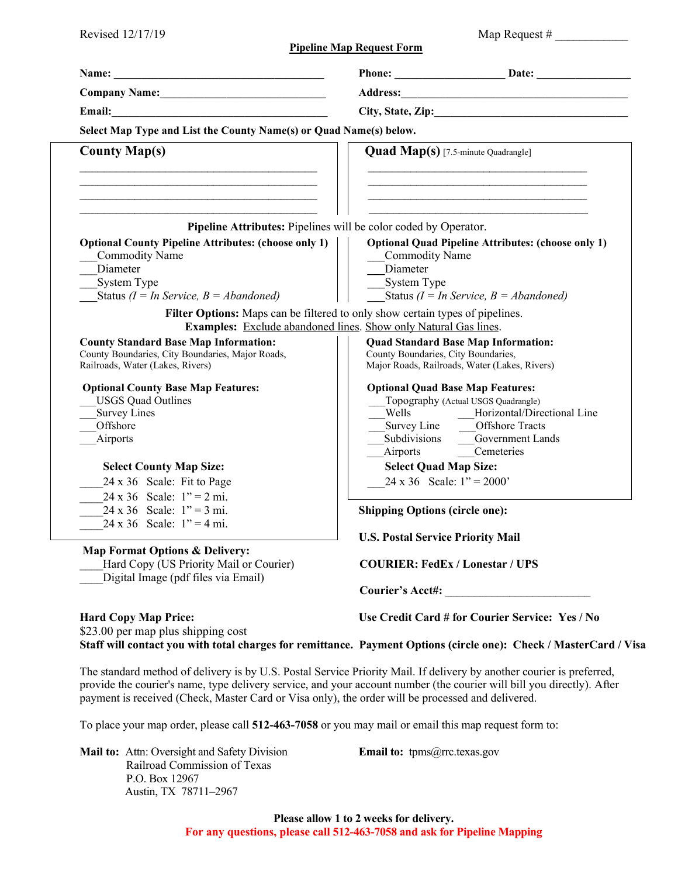Revised 12/17/19 | Map Request # ____________

**Pipeline Map Request Form**

**Name:** ______________________________________ **Phone:** ___________________ **Date:** _________________

**Company Name:** ______________________________ **Address:** __________________________________________

**Email:** ______________________________________ **City, State, Zip:** ___________________________________

**Select Map Type and List the County Name(s) or Quad Name(s) below.**

## County Map(s)

__________________________________________

__________________________________________

__________________________________________

__________________________________________

## Quad Map(s) [7.5-minute Quadrangle]

_______________________________________

_______________________________________

_______________________________________

_______________________________________

**Pipeline Attributes:** Pipelines will be color coded by Operator.

**Optional County Pipeline Attributes: (choose only 1)**

___Commodity Name
___Diameter
___System Type
___Status *(I = In Service, B = Abandoned)*

**Optional Quad Pipeline Attributes: (choose only 1)**

___Commodity Name
___Diameter
___System Type
___Status *(I = In Service, B = Abandoned)*

**Filter Options:** Maps can be filtered to only show certain types of pipelines.
**Examples:** Exclude abandoned lines. Show only Natural Gas lines.

**County Standard Base Map Information:**
County Boundaries, City Boundaries, Major Roads, Railroads, Water (Lakes, Rivers)

**Optional County Base Map Features:**

___USGS Quad Outlines
___Survey Lines
___Offshore
___Airports

**Select County Map Size:**

____24 x 36 Scale: Fit to Page
____24 x 36 Scale: 1" = 2 mi.
____24 x 36 Scale: 1" = 3 mi.
____24 x 36 Scale: 1" = 4 mi.

**Quad Standard Base Map Information:**
County Boundaries, City Boundaries, Major Roads, Railroads, Water (Lakes, Rivers)

**Optional Quad Base Map Features:**

___Topography (Actual USGS Quadrangle)
___Wells ___Horizontal/Directional Line
___Survey Line ___Offshore Tracts
___Subdivisions ___Government Lands
___Airports ___Cemeteries

**Select Quad Map Size:**

___24 x 36 Scale: 1" = 2000'

**Map Format Options & Delivery:**

____Hard Copy (US Priority Mail or Courier)
____Digital Image (pdf files via Email)

**Shipping Options (circle one):**

**U.S. Postal Service Priority Mail**

**COURIER: FedEx / Lonestar / UPS**

**Courier's Acct#:** _________________________

**Hard Copy Map Price:**
$23.00 per map plus shipping cost
**Staff will contact you with total charges for remittance.**

**Use Credit Card # for Courier Service: Yes / No**

**Payment Options (circle one): Check / MasterCard / Visa**

The standard method of delivery is by U.S. Postal Service Priority Mail. If delivery by another courier is preferred, provide the courier's name, type delivery service, and your account number (the courier will bill you directly). After payment is received (Check, Master Card or Visa only), the order will be processed and delivered.

To place your map order, please call **512-463-7058** or you may mail or email this map request form to:

**Mail to:** Attn: Oversight and Safety Division
Railroad Commission of Texas
P.O. Box 12967
Austin, TX 78711–2967

**Email to:** tpms@rrc.texas.gov

**Please allow 1 to 2 weeks for delivery.**
**For any questions, please call 512-463-7058 and ask for Pipeline Mapping**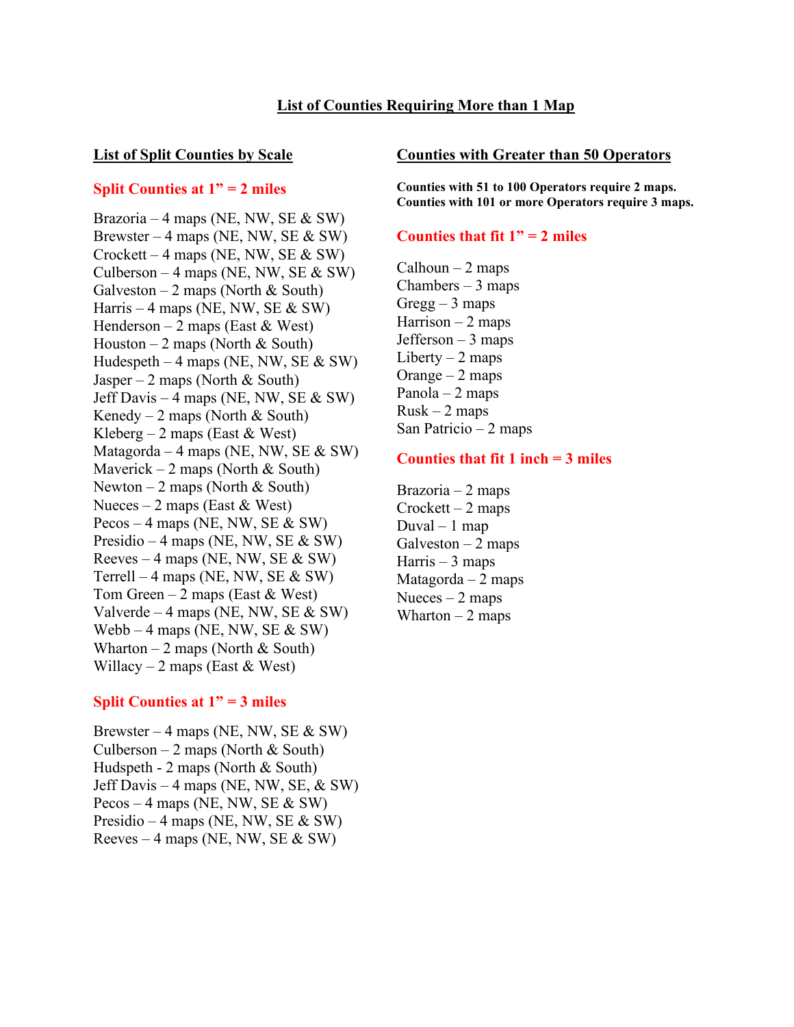# List of Counties Requiring More than 1 Map

## List of Split Counties by Scale

### Split Counties at 1” = 2 miles

Brazoria – 4 maps (NE, NW, SE & SW)
Brewster – 4 maps (NE, NW, SE & SW)
Crockett – 4 maps (NE, NW, SE & SW)
Culberson – 4 maps (NE, NW, SE & SW)
Galveston – 2 maps (North & South)
Harris – 4 maps (NE, NW, SE & SW)
Henderson – 2 maps (East & West)
Houston – 2 maps (North & South)
Hudespeth – 4 maps (NE, NW, SE & SW)
Jasper – 2 maps (North & South)
Jeff Davis – 4 maps (NE, NW, SE & SW)
Kenedy – 2 maps (North & South)
Kleberg – 2 maps (East & West)
Matagorda – 4 maps (NE, NW, SE & SW)
Maverick – 2 maps (North & South)
Newton – 2 maps (North & South)
Nueces – 2 maps (East & West)
Pecos – 4 maps (NE, NW, SE & SW)
Presidio – 4 maps (NE, NW, SE & SW)
Reeves – 4 maps (NE, NW, SE & SW)
Terrell – 4 maps (NE, NW, SE & SW)
Tom Green – 2 maps (East & West)
Valverde – 4 maps (NE, NW, SE & SW)
Webb – 4 maps (NE, NW, SE & SW)
Wharton – 2 maps (North & South)
Willacy – 2 maps (East & West)

### Split Counties at 1” = 3 miles

Brewster – 4 maps (NE, NW, SE & SW)
Culberson – 2 maps (North & South)
Hudspeth - 2 maps (North & South)
Jeff Davis – 4 maps (NE, NW, SE, & SW)
Pecos – 4 maps (NE, NW, SE & SW)
Presidio – 4 maps (NE, NW, SE & SW)
Reeves – 4 maps (NE, NW, SE & SW)

## Counties with Greater than 50 Operators

**Counties with 51 to 100 Operators require 2 maps.**
**Counties with 101 or more Operators require 3 maps.**

### Counties that fit 1” = 2 miles

Calhoun – 2 maps
Chambers – 3 maps
Gregg – 3 maps
Harrison – 2 maps
Jefferson – 3 maps
Liberty – 2 maps
Orange – 2 maps
Panola – 2 maps
Rusk – 2 maps
San Patricio – 2 maps

### Counties that fit 1 inch = 3 miles

Brazoria – 2 maps
Crockett – 2 maps
Duval – 1 map
Galveston – 2 maps
Harris – 3 maps
Matagorda – 2 maps
Nueces – 2 maps
Wharton – 2 maps